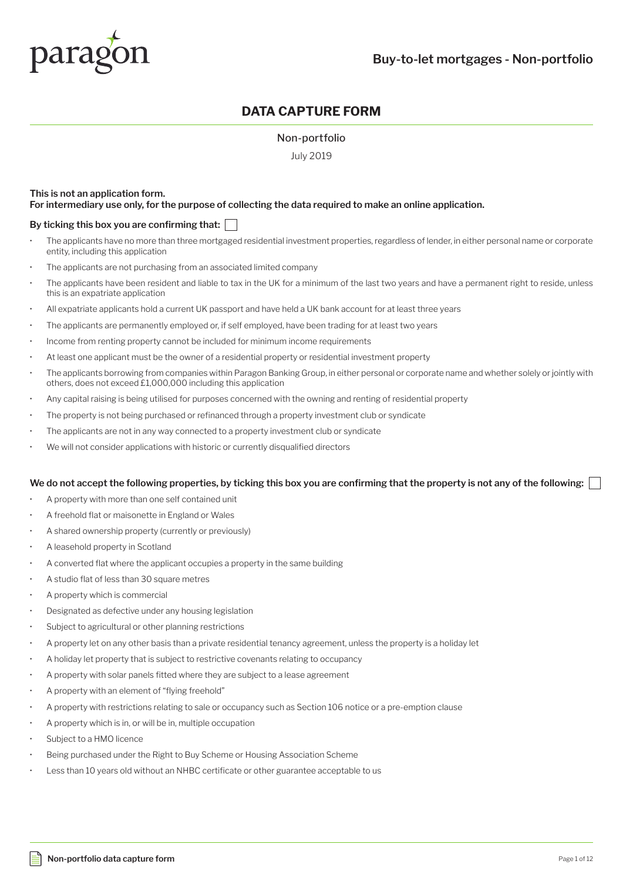paragon

# Buy-to-let mortgages - Non-portfolio

## DATA CAPTURE FORM

Non-portfolio

July 2019

**This is not an application form.**
**For intermediary use only, for the purpose of collecting the data required to make an online application.**

**By ticking this box you are confirming that:** ☐

- The applicants have no more than three mortgaged residential investment properties, regardless of lender, in either personal name or corporate entity, including this application
- The applicants are not purchasing from an associated limited company
- The applicants have been resident and liable to tax in the UK for a minimum of the last two years and have a permanent right to reside, unless this is an expatriate application
- All expatriate applicants hold a current UK passport and have held a UK bank account for at least three years
- The applicants are permanently employed or, if self employed, have been trading for at least two years
- Income from renting property cannot be included for minimum income requirements
- At least one applicant must be the owner of a residential property or residential investment property
- The applicants borrowing from companies within Paragon Banking Group, in either personal or corporate name and whether solely or jointly with others, does not exceed £1,000,000 including this application
- Any capital raising is being utilised for purposes concerned with the owning and renting of residential property
- The property is not being purchased or refinanced through a property investment club or syndicate
- The applicants are not in any way connected to a property investment club or syndicate
- We will not consider applications with historic or currently disqualified directors

**We do not accept the following properties, by ticking this box you are confirming that the property is not any of the following:** ☐

- A property with more than one self contained unit
- A freehold flat or maisonette in England or Wales
- A shared ownership property (currently or previously)
- A leasehold property in Scotland
- A converted flat where the applicant occupies a property in the same building
- A studio flat of less than 30 square metres
- A property which is commercial
- Designated as defective under any housing legislation
- Subject to agricultural or other planning restrictions
- A property let on any other basis than a private residential tenancy agreement, unless the property is a holiday let
- A holiday let property that is subject to restrictive covenants relating to occupancy
- A property with solar panels fitted where they are subject to a lease agreement
- A property with an element of "flying freehold"
- A property with restrictions relating to sale or occupancy such as Section 106 notice or a pre-emption clause
- A property which is in, or will be in, multiple occupation
- Subject to a HMO licence
- Being purchased under the Right to Buy Scheme or Housing Association Scheme
- Less than 10 years old without an NHBC certificate or other guarantee acceptable to us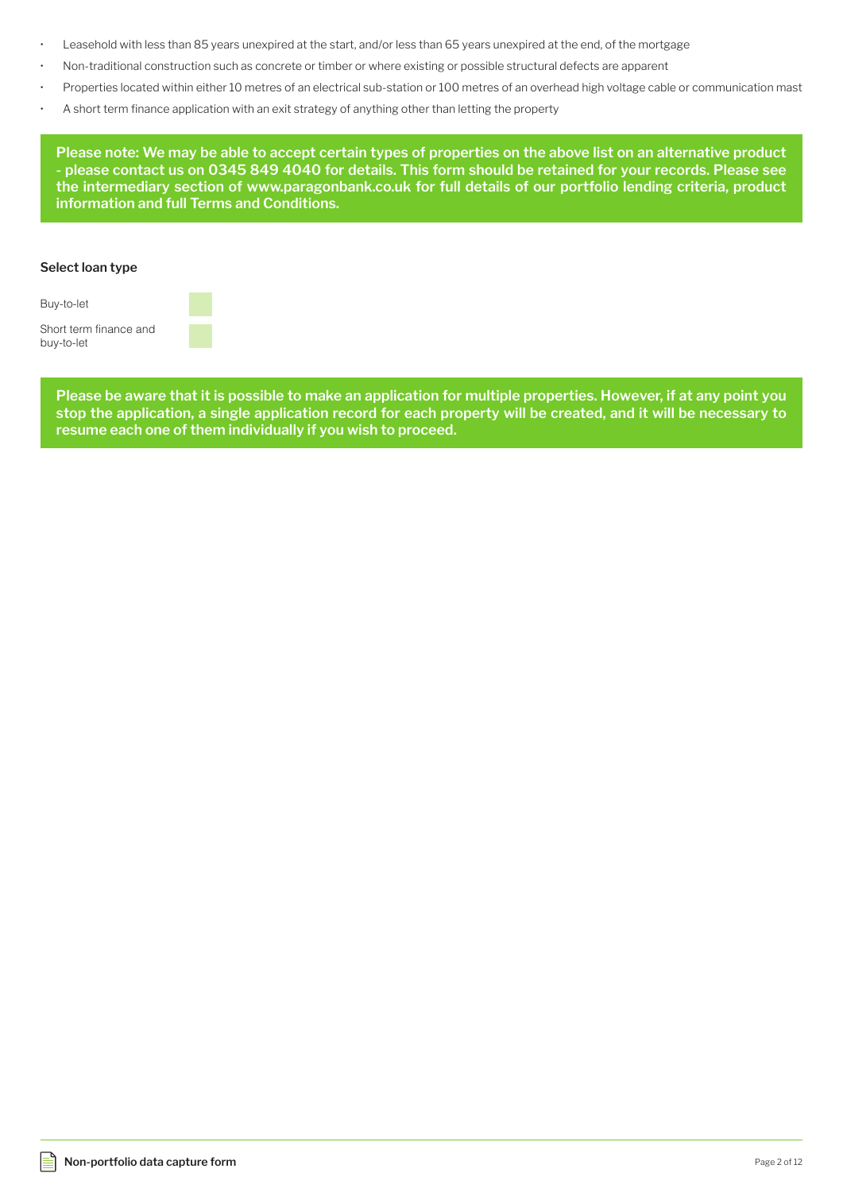- Leasehold with less than 85 years unexpired at the start, and/or less than 65 years unexpired at the end, of the mortgage
- Non-traditional construction such as concrete or timber or where existing or possible structural defects are apparent
- Properties located within either 10 metres of an electrical sub-station or 100 metres of an overhead high voltage cable or communication mast
- A short term finance application with an exit strategy of anything other than letting the property

**Please note: We may be able to accept certain types of properties on the above list on an alternative product - please contact us on 0345 849 4040 for details. This form should be retained for your records. Please see the intermediary section of www.paragonbank.co.uk for full details of our portfolio lending criteria, product information and full Terms and Conditions.**

**Select loan type**

Buy-to-let ☐

Short term finance and buy-to-let ☐

**Please be aware that it is possible to make an application for multiple properties. However, if at any point you stop the application, a single application record for each property will be created, and it will be necessary to resume each one of them individually if you wish to proceed.**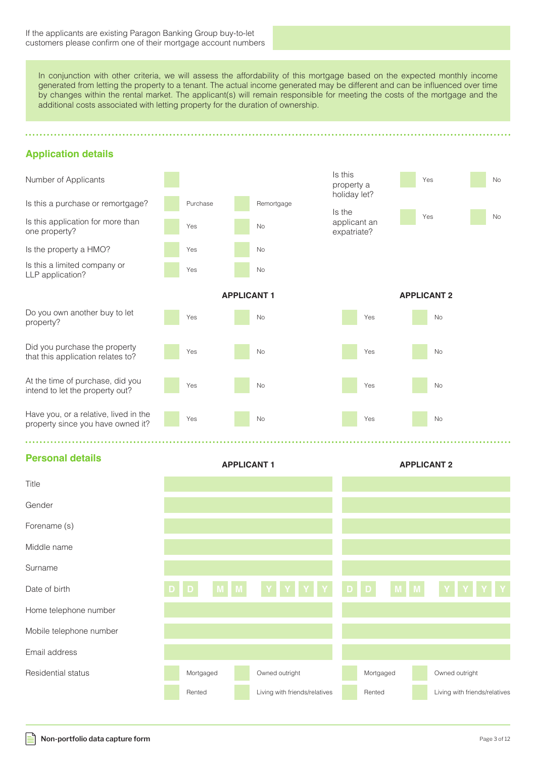If the applicants are existing Paragon Banking Group buy-to-let customers please confirm one of their mortgage account numbers

In conjunction with other criteria, we will assess the affordability of this mortgage based on the expected monthly income generated from letting the property to a tenant. The actual income generated may be different and can be influenced over time by changes within the rental market. The applicant(s) will remain responsible for meeting the costs of the mortgage and the additional costs associated with letting property for the duration of ownership.

## Application details

| | | |
|---|---|---|
| Number of Applicants | | |
| Is this a purchase or remortgage? | Purchase | Remortgage |
| Is this application for more than one property? | Yes | No |
| Is the property a HMO? | Yes | No |
| Is this a limited company or LLP application? | Yes | No |

| | | |
|---|---|---|
| Is this property a holiday let? | Yes | No |
| Is the applicant an expatriate? | Yes | No |

| | APPLICANT 1 | | APPLICANT 2 | |
|---|---|---|---|---|
| Do you own another buy to let property? | Yes | No | Yes | No |
| Did you purchase the property that this application relates to? | Yes | No | Yes | No |
| At the time of purchase, did you intend to let the property out? | Yes | No | Yes | No |
| Have you, or a relative, lived in the property since you have owned it? | Yes | No | Yes | No |

## Personal details

| | APPLICANT 1 | | APPLICANT 2 | |
|---|---|---|---|---|
| Title | | | | |
| Gender | | | | |
| Forename (s) | | | | |
| Middle name | | | | |
| Surname | | | | |
| Date of birth | D D M M Y Y Y Y | | D D M M Y Y Y Y | |
| Home telephone number | | | | |
| Mobile telephone number | | | | |
| Email address | | | | |
| Residential status | Mortgaged | Owned outright | Mortgaged | Owned outright |
| | Rented | Living with friends/relatives | Rented | Living with friends/relatives |

**Non-portfolio data capture form**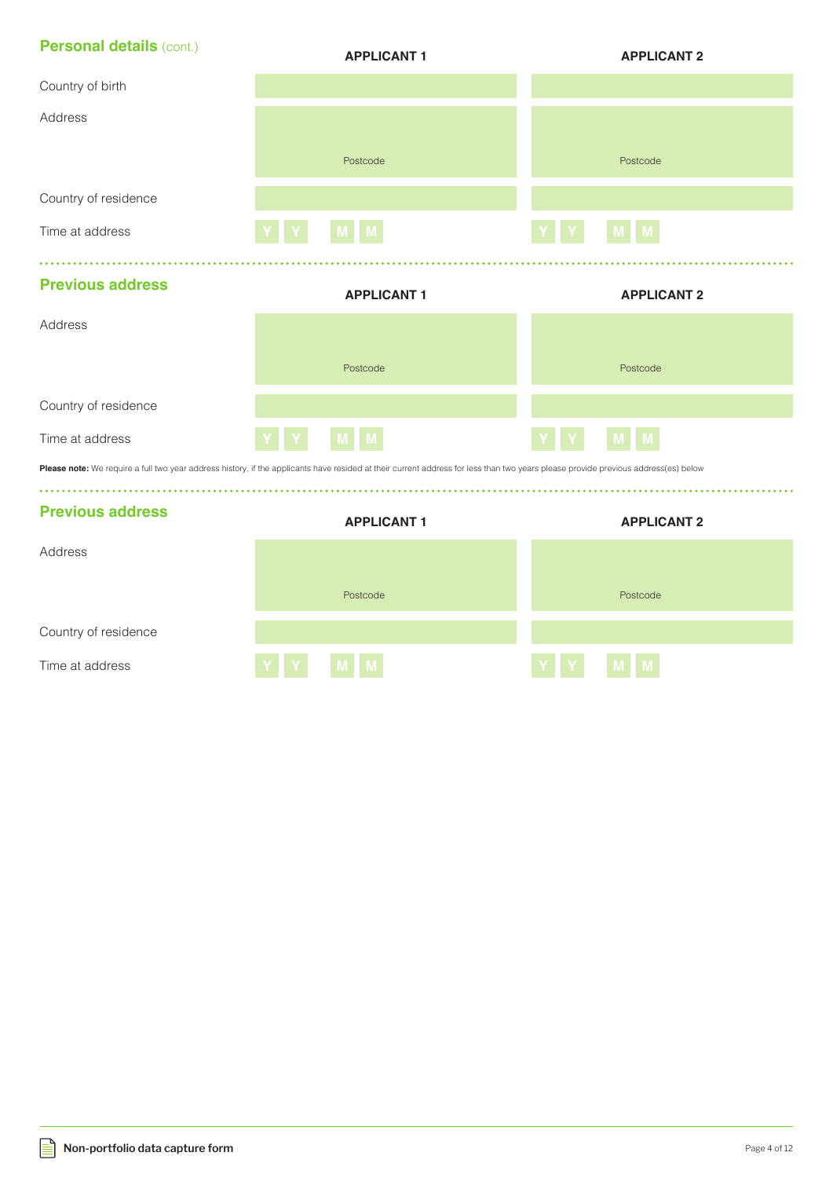## Personal details (cont.)

| | APPLICANT 1 | APPLICANT 2 |
|---|---|---|
| Country of birth | | |
| Address | Postcode | Postcode |
| Country of residence | | |
| Time at address | Y Y M M | Y Y M M |

## Previous address

| | APPLICANT 1 | APPLICANT 2 |
|---|---|---|
| Address | Postcode | Postcode |
| Country of residence | | |
| Time at address | Y Y M M | Y Y M M |

**Please note:** We require a full two year address history, if the applicants have resided at their current address for less than two years please provide previous address(es) below

## Previous address

| | APPLICANT 1 | APPLICANT 2 |
|---|---|---|
| Address | Postcode | Postcode |
| Country of residence | | |
| Time at address | Y Y M M | Y Y M M |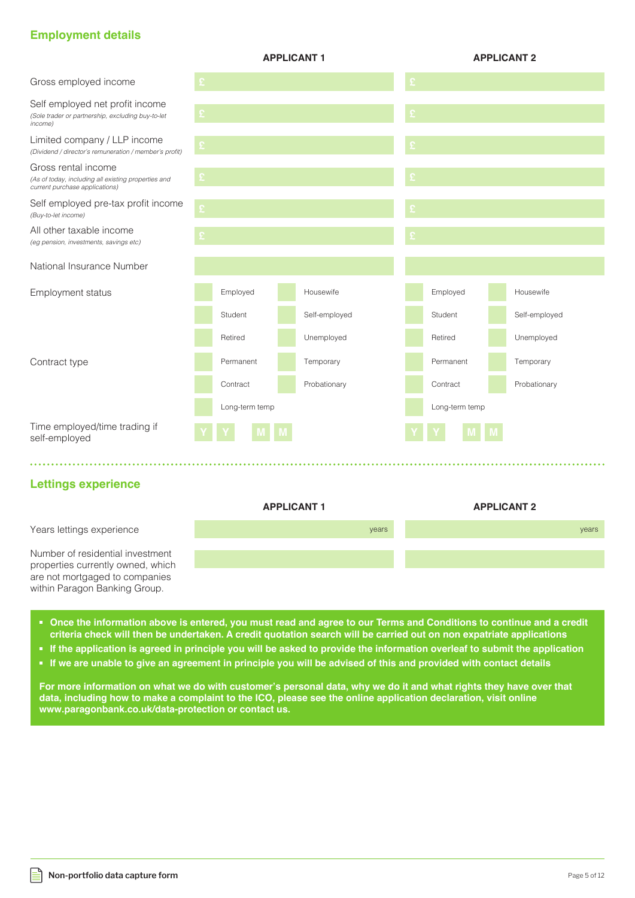## Employment details

| | APPLICANT 1 | APPLICANT 2 |
|---|---|---|
| Gross employed income | £ | £ |
| Self employed net profit income *(Sole trader or partnership, excluding buy-to-let income)* | £ | £ |
| Limited company / LLP income *(Dividend / director's remuneration / member's profit)* | £ | £ |
| Gross rental income *(As of today, including all existing properties and current purchase applications)* | £ | £ |
| Self employed pre-tax profit income *(Buy-to-let income)* | £ | £ |
| All other taxable income *(eg pension, investments, savings etc)* | £ | £ |
| National Insurance Number | | |
| Employment status | ☐ Employed ☐ Housewife ☐ Student ☐ Self-employed ☐ Retired ☐ Unemployed | ☐ Employed ☐ Housewife ☐ Student ☐ Self-employed ☐ Retired ☐ Unemployed |
| Contract type | ☐ Permanent ☐ Temporary ☐ Contract ☐ Probationary ☐ Long-term temp | ☐ Permanent ☐ Temporary ☐ Contract ☐ Probationary ☐ Long-term temp |
| Time employed/time trading if self-employed | Y Y M M | Y Y M M |

## Lettings experience

| | APPLICANT 1 | APPLICANT 2 |
|---|---|---|
| Years lettings experience | years | years |
| Number of residential investment properties currently owned, which are not mortgaged to companies within Paragon Banking Group. | | |

- **Once the information above is entered, you must read and agree to our Terms and Conditions to continue and a credit criteria check will then be undertaken. A credit quotation search will be carried out on non expatriate applications**
- **If the application is agreed in principle you will be asked to provide the information overleaf to submit the application**
- **If we are unable to give an agreement in principle you will be advised of this and provided with contact details**

**For more information on what we do with customer's personal data, why we do it and what rights they have over that data, including how to make a complaint to the ICO, please see the online application declaration, visit online www.paragonbank.co.uk/data-protection or contact us.**

**Non-portfolio data capture form**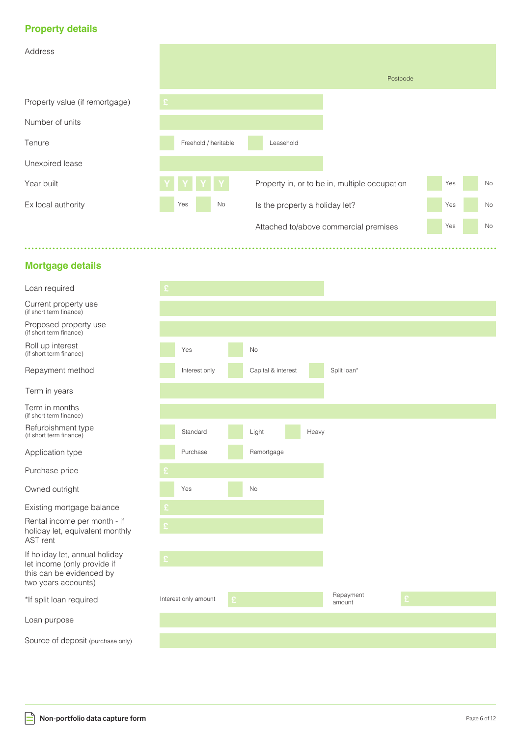## Property details

| Field | |
|---|---|
| Address | Postcode |
| Property value (if remortgage) | £ |
| Number of units | |
| Tenure | ☐ Freehold / heritable ☐ Leasehold |
| Unexpired lease | |
| Year built | Y Y Y Y |
| Property in, or to be in, multiple occupation | ☐ Yes ☐ No |
| Ex local authority | ☐ Yes ☐ No |
| Is the property a holiday let? | ☐ Yes ☐ No |
| Attached to/above commercial premises | ☐ Yes ☐ No |

## Mortgage details

| Field | |
|---|---|
| Loan required | £ |
| Current property use (if short term finance) | |
| Proposed property use (if short term finance) | |
| Roll up interest (if short term finance) | ☐ Yes ☐ No |
| Repayment method | ☐ Interest only ☐ Capital & interest ☐ Split loan* |
| Term in years | |
| Term in months (if short term finance) | |
| Refurbishment type (if short term finance) | ☐ Standard ☐ Light ☐ Heavy |
| Application type | ☐ Purchase ☐ Remortgage |
| Purchase price | £ |
| Owned outright | ☐ Yes ☐ No |
| Existing mortgage balance | £ |
| Rental income per month - if holiday let, equivalent monthly AST rent | £ |
| If holiday let, annual holiday let income (only provide if this can be evidenced by two years accounts) | £ |
| *If split loan required | Interest only amount £ Repayment amount £ |
| Loan purpose | |
| Source of deposit (purchase only) | |

**Non-portfolio data capture form**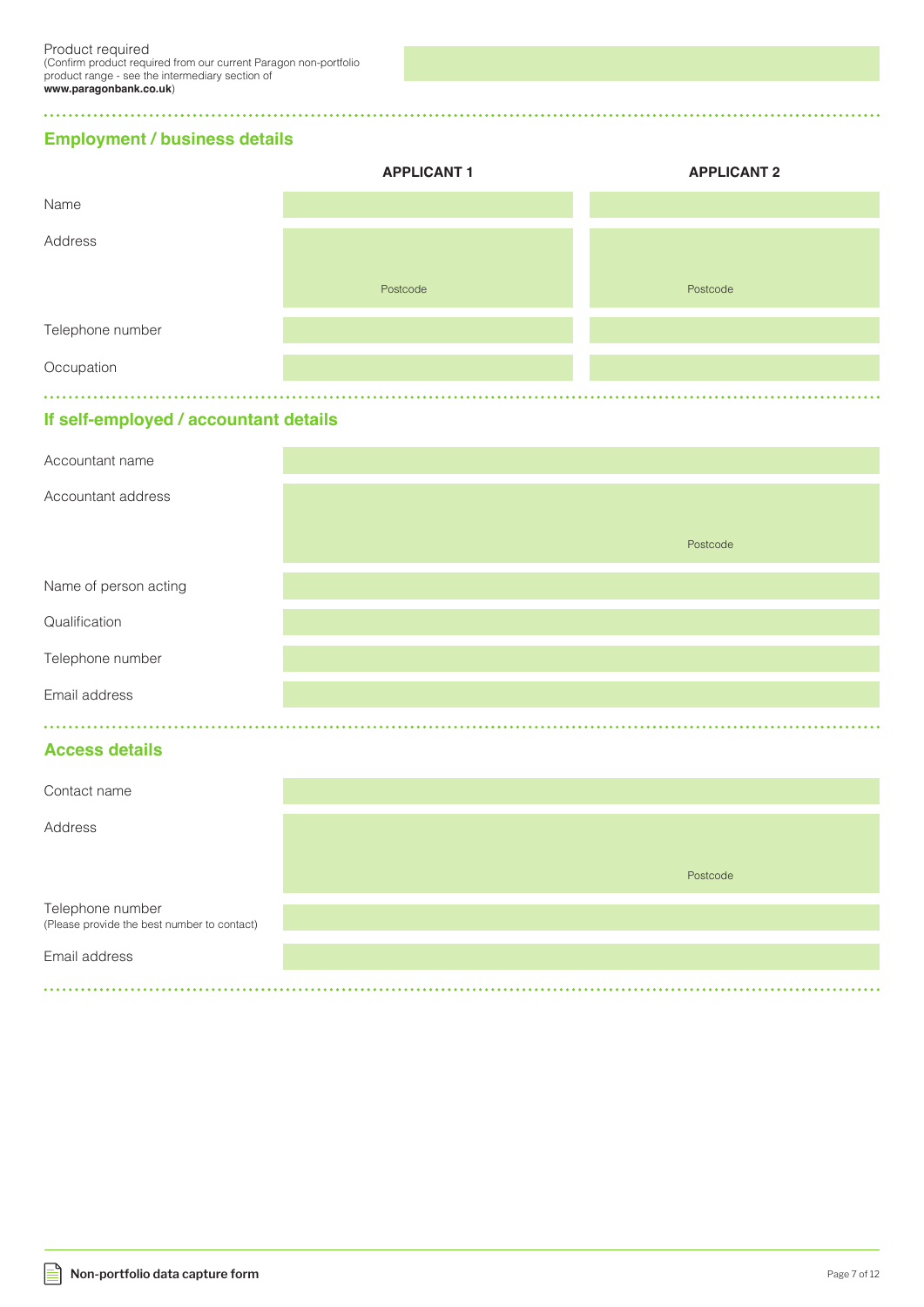| Product required<br>(Confirm product required from our current Paragon non-portfolio product range - see the intermediary section of **www.paragonbank.co.uk**) | |
|---|---|

## Employment / business details

| | APPLICANT 1 | APPLICANT 2 |
|---|---|---|
| Name | | |
| Address | Postcode | Postcode |
| Telephone number | | |
| Occupation | | |

## If self-employed / accountant details

| | |
|---|---|
| Accountant name | |
| Accountant address | Postcode |
| Name of person acting | |
| Qualification | |
| Telephone number | |
| Email address | |

## Access details

| | |
|---|---|
| Contact name | |
| Address | Postcode |
| Telephone number<br>(Please provide the best number to contact) | |
| Email address | |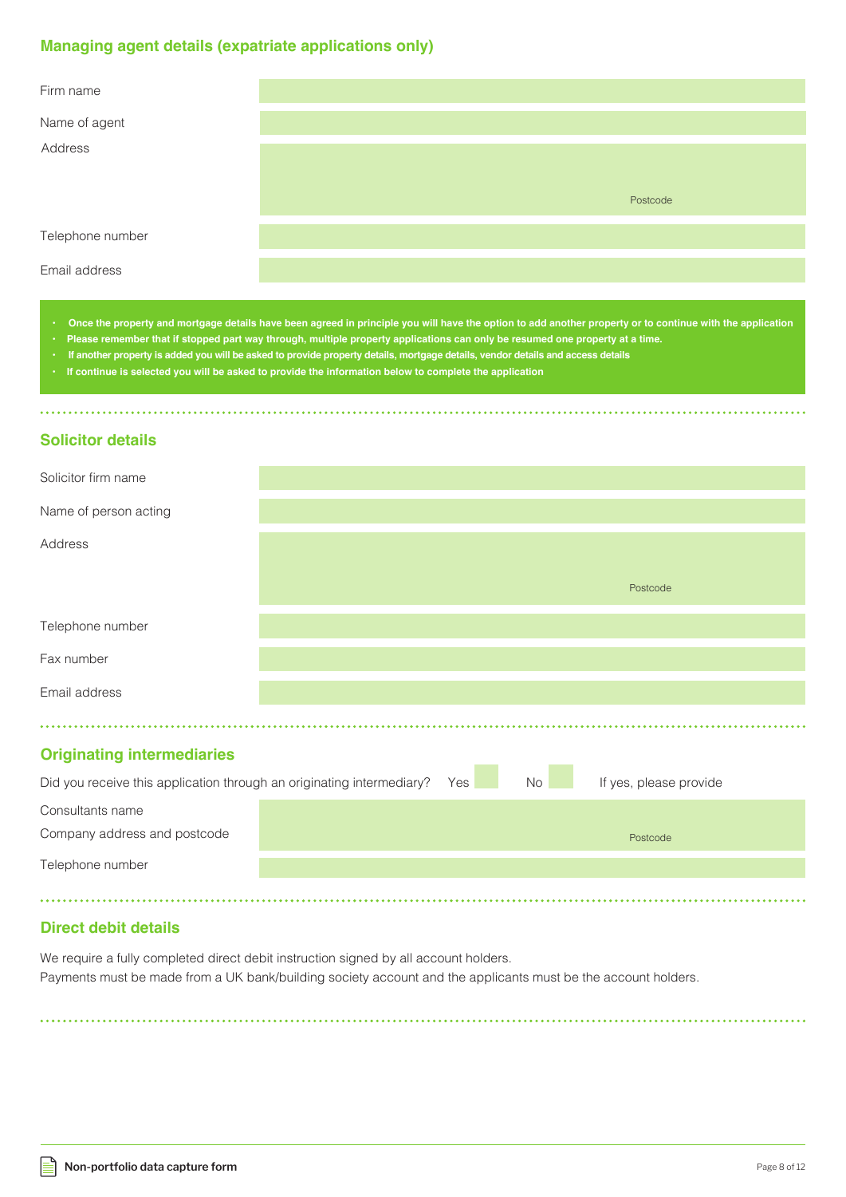## Managing agent details (expatriate applications only)

| | |
|---|---|
| Firm name | |
| Name of agent | |
| Address | Postcode |
| Telephone number | |
| Email address | |

- **Once the property and mortgage details have been agreed in principle you will have the option to add another property or to continue with the application**
- **Please remember that if stopped part way through, multiple property applications can only be resumed one property at a time.**
- **If another property is added you will be asked to provide property details, mortgage details, vendor details and access details**
- **If continue is selected you will be asked to provide the information below to complete the application**

## Solicitor details

| | |
|---|---|
| Solicitor firm name | |
| Name of person acting | |
| Address | Postcode |
| Telephone number | |
| Fax number | |
| Email address | |

## Originating intermediaries

Did you receive this application through an originating intermediary? Yes ☐ No ☐ If yes, please provide

| | |
|---|---|
| Consultants name<br>Company address and postcode | Postcode |
| Telephone number | |

## Direct debit details

We require a fully completed direct debit instruction signed by all account holders.
Payments must be made from a UK bank/building society account and the applicants must be the account holders.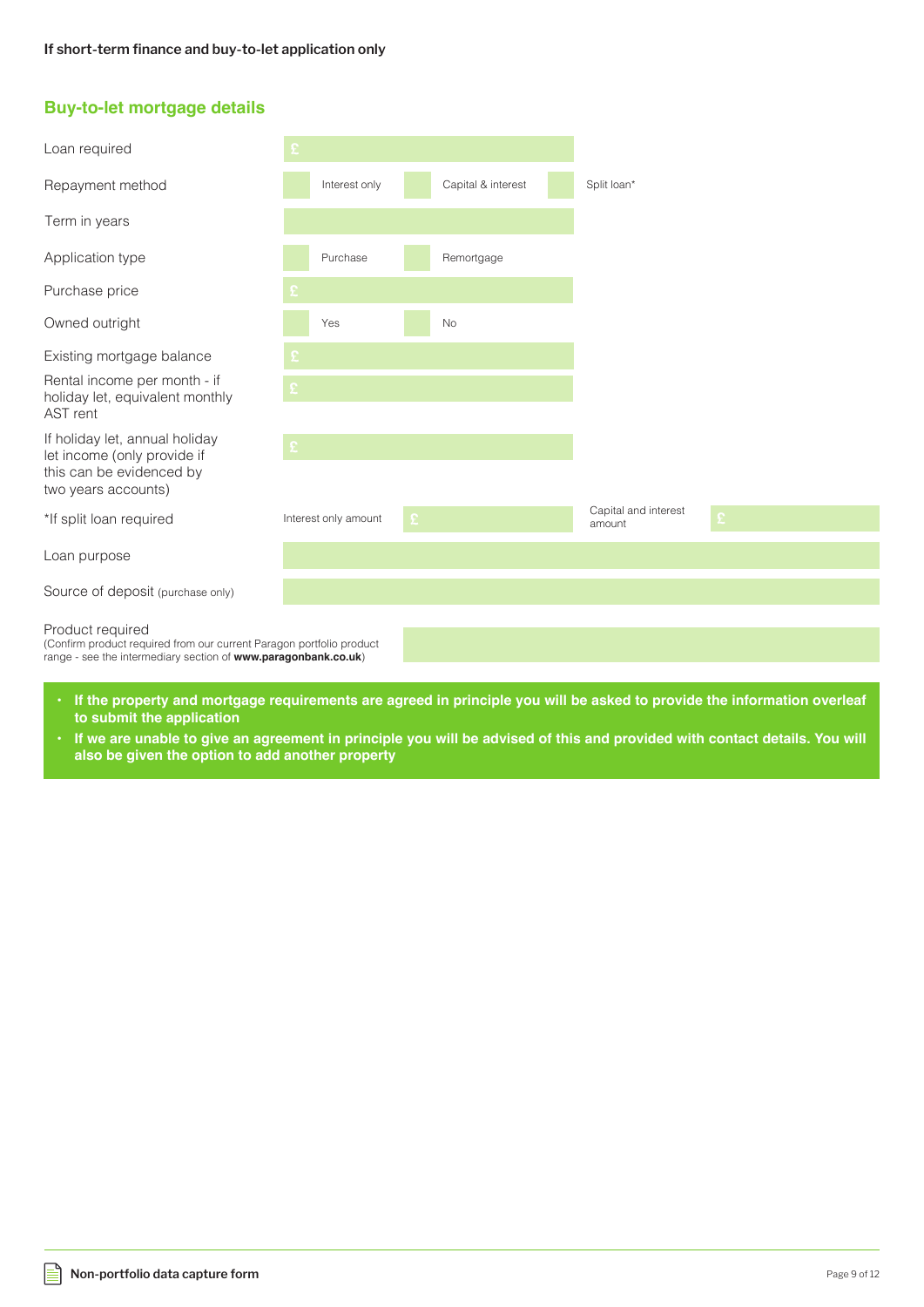**If short-term finance and buy-to-let application only**

## Buy-to-let mortgage details

| | | | | | |
|---|---|---|---|---|---|
| Loan required | £ | | | | |
| Repayment method | Interest only | Capital & interest | Split loan* | | |
| Term in years | | | | | |
| Application type | Purchase | Remortgage | | | |
| Purchase price | £ | | | | |
| Owned outright | Yes | No | | | |
| Existing mortgage balance | £ | | | | |
| Rental income per month - if holiday let, equivalent monthly AST rent | £ | | | | |
| If holiday let, annual holiday let income (only provide if this can be evidenced by two years accounts) | £ | | | | |
| *If split loan required | Interest only amount | £ | Capital and interest amount | £ | |
| Loan purpose | | | | | |
| Source of deposit (purchase only) | | | | | |
| Product required (Confirm product required from our current Paragon portfolio product range - see the intermediary section of **www.paragonbank.co.uk**) | | | | | |

- **If the property and mortgage requirements are agreed in principle you will be asked to provide the information overleaf to submit the application**
- **If we are unable to give an agreement in principle you will be advised of this and provided with contact details. You will also be given the option to add another property**

**Non-portfolio data capture form**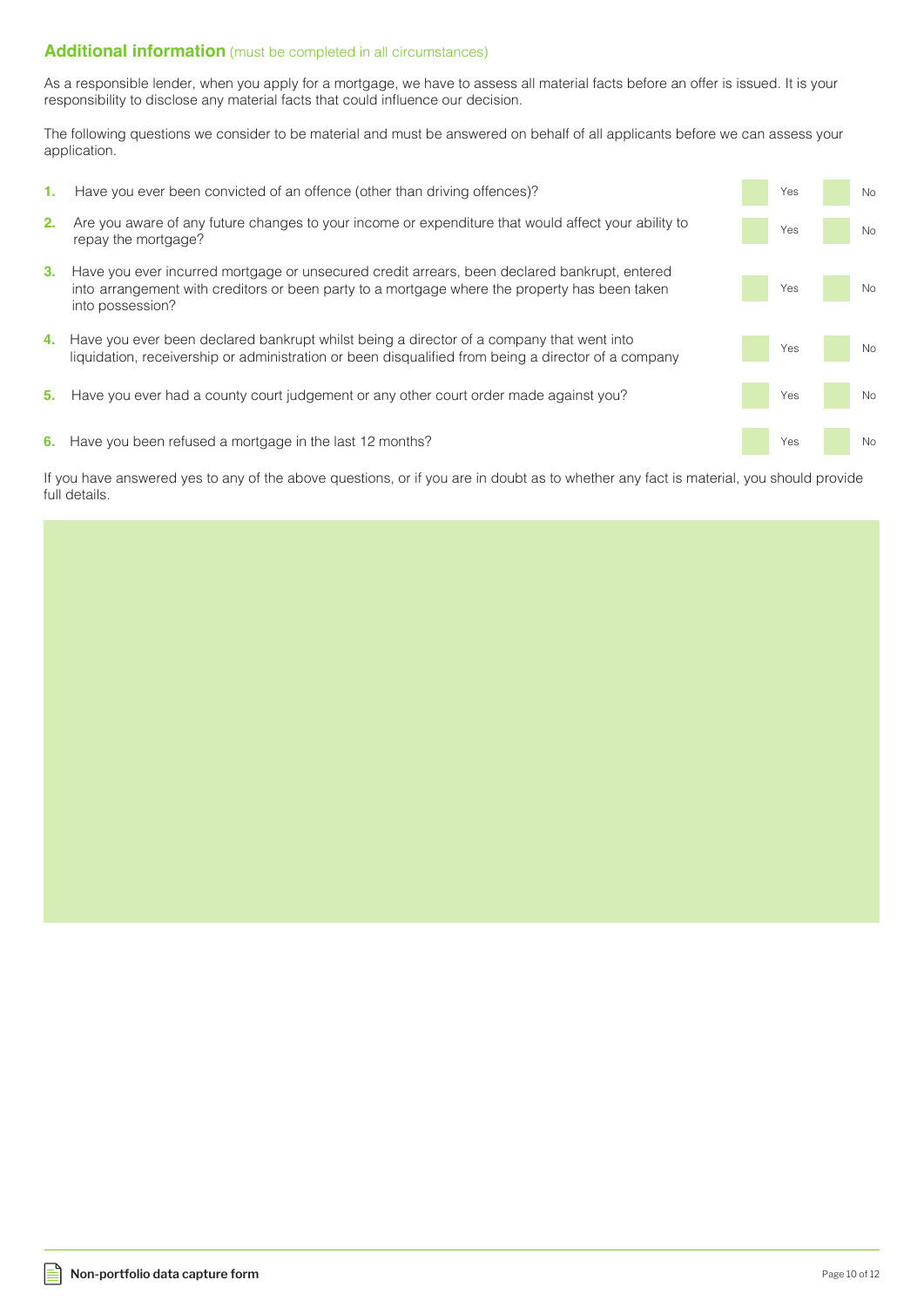## Additional information (must be completed in all circumstances)

As a responsible lender, when you apply for a mortgage, we have to assess all material facts before an offer is issued. It is your responsibility to disclose any material facts that could influence our decision.

The following questions we consider to be material and must be answered on behalf of all applicants before we can assess your application.

| | Question | Yes | No |
|---|---|---|---|
| 1. | Have you ever been convicted of an offence (other than driving offences)? | Yes | No |
| 2. | Are you aware of any future changes to your income or expenditure that would affect your ability to repay the mortgage? | Yes | No |
| 3. | Have you ever incurred mortgage or unsecured credit arrears, been declared bankrupt, entered into arrangement with creditors or been party to a mortgage where the property has been taken into possession? | Yes | No |
| 4. | Have you ever been declared bankrupt whilst being a director of a company that went into liquidation, receivership or administration or been disqualified from being a director of a company | Yes | No |
| 5. | Have you ever had a county court judgement or any other court order made against you? | Yes | No |
| 6. | Have you been refused a mortgage in the last 12 months? | Yes | No |

If you have answered yes to any of the above questions, or if you are in doubt as to whether any fact is material, you should provide full details.

**Non-portfolio data capture form**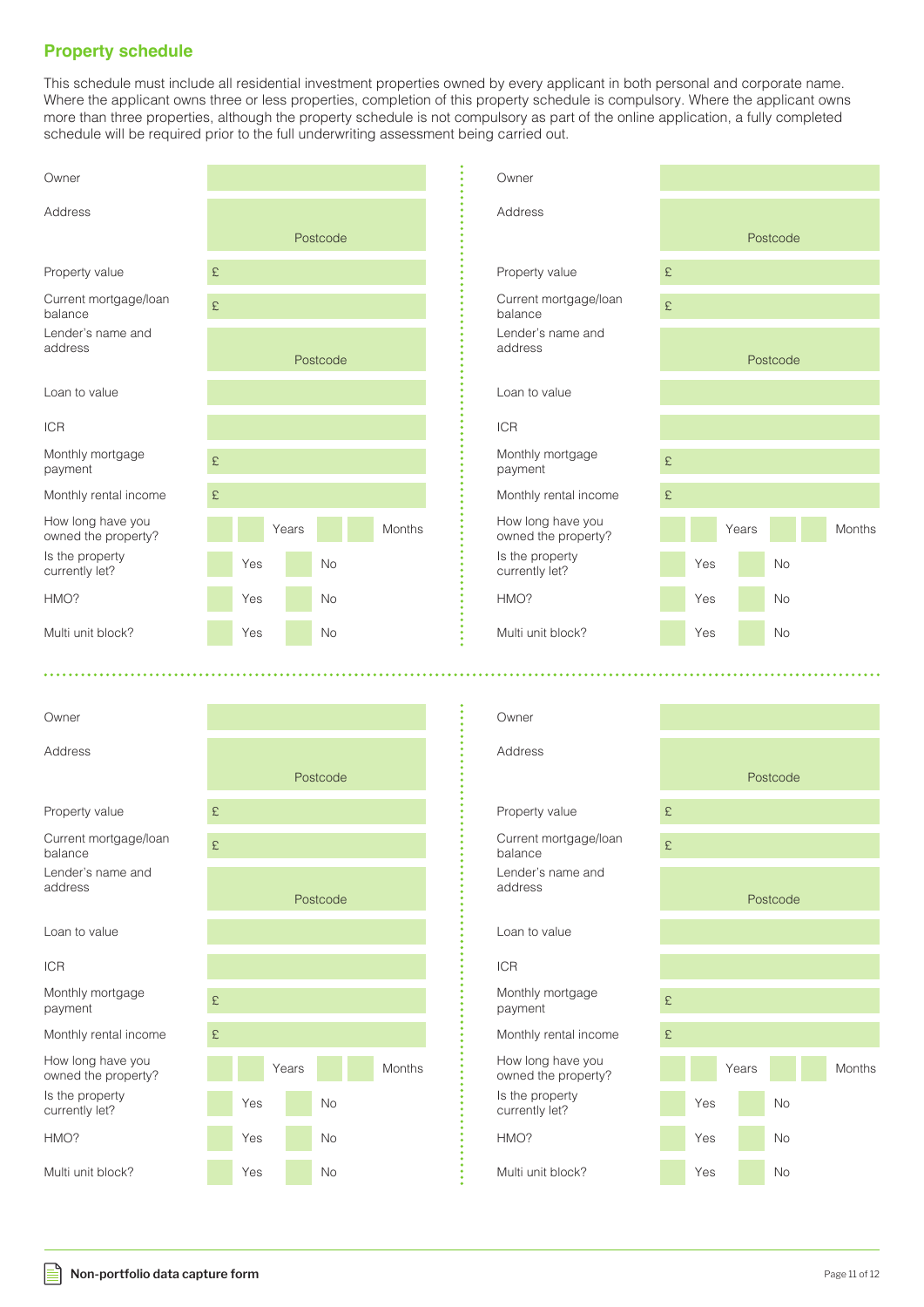## Property schedule

This schedule must include all residential investment properties owned by every applicant in both personal and corporate name. Where the applicant owns three or less properties, completion of this property schedule is compulsory. Where the applicant owns more than three properties, although the property schedule is not compulsory as part of the online application, a fully completed schedule will be required prior to the full underwriting assessment being carried out.

| | |
|---|---|
| Owner | |
| Address | Postcode |
| Property value | £ |
| Current mortgage/loan balance | £ |
| Lender's name and address | Postcode |
| Loan to value | |
| ICR | |
| Monthly mortgage payment | £ |
| Monthly rental income | £ |
| How long have you owned the property? | Years Months |
| Is the property currently let? | Yes No |
| HMO? | Yes No |
| Multi unit block? | Yes No |

| | |
|---|---|
| Owner | |
| Address | Postcode |
| Property value | £ |
| Current mortgage/loan balance | £ |
| Lender's name and address | Postcode |
| Loan to value | |
| ICR | |
| Monthly mortgage payment | £ |
| Monthly rental income | £ |
| How long have you owned the property? | Years Months |
| Is the property currently let? | Yes No |
| HMO? | Yes No |
| Multi unit block? | Yes No |

| | |
|---|---|
| Owner | |
| Address | Postcode |
| Property value | £ |
| Current mortgage/loan balance | £ |
| Lender's name and address | Postcode |
| Loan to value | |
| ICR | |
| Monthly mortgage payment | £ |
| Monthly rental income | £ |
| How long have you owned the property? | Years Months |
| Is the property currently let? | Yes No |
| HMO? | Yes No |
| Multi unit block? | Yes No |

| | |
|---|---|
| Owner | |
| Address | Postcode |
| Property value | £ |
| Current mortgage/loan balance | £ |
| Lender's name and address | Postcode |
| Loan to value | |
| ICR | |
| Monthly mortgage payment | £ |
| Monthly rental income | £ |
| How long have you owned the property? | Years Months |
| Is the property currently let? | Yes No |
| HMO? | Yes No |
| Multi unit block? | Yes No |

**Non-portfolio data capture form**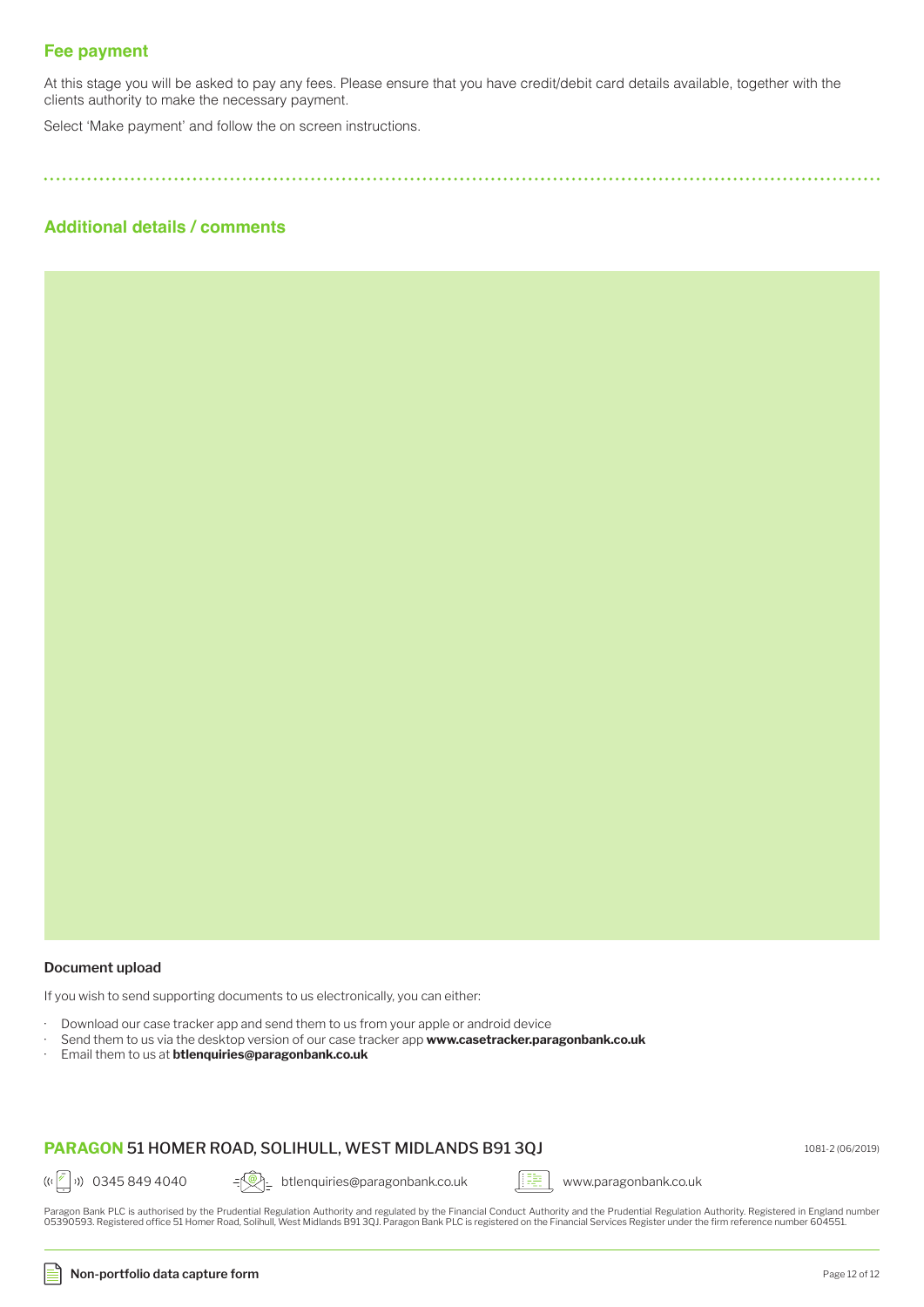## Fee payment

At this stage you will be asked to pay any fees. Please ensure that you have credit/debit card details available, together with the clients authority to make the necessary payment.

Select 'Make payment' and follow the on screen instructions.

## Additional details / comments

### Document upload

If you wish to send supporting documents to us electronically, you can either:

- Download our case tracker app and send them to us from your apple or android device
- Send them to us via the desktop version of our case tracker app **www.casetracker.paragonbank.co.uk**
- Email them to us at **btlenquiries@paragonbank.co.uk**

**PARAGON** 51 HOMER ROAD, SOLIHULL, WEST MIDLANDS B91 3QJ

1081-2 (06/2019)

0345 849 4040 btlenquiries@paragonbank.co.uk www.paragonbank.co.uk

Paragon Bank PLC is authorised by the Prudential Regulation Authority and regulated by the Financial Conduct Authority and the Prudential Regulation Authority. Registered in England number 05390593. Registered office 51 Homer Road, Solihull, West Midlands B91 3QJ. Paragon Bank PLC is registered on the Financial Services Register under the firm reference number 604551.

**Non-portfolio data capture form**